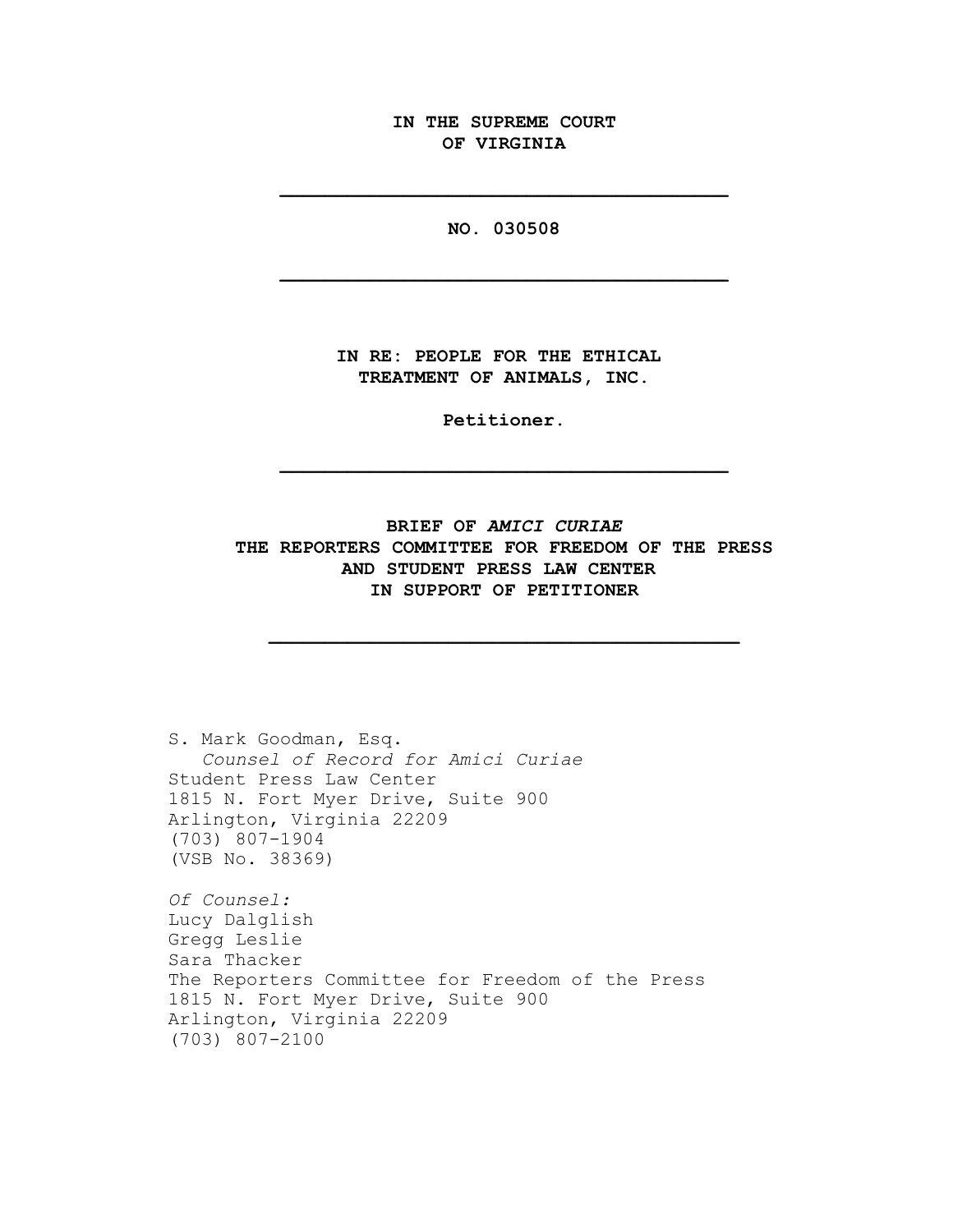**IN THE SUPREME COURT OF VIRGINIA**

---

**NO. 030508**

---

**IN RE: PEOPLE FOR THE ETHICAL TREATMENT OF ANIMALS, INC.**

**Petitioner.**

---

**BRIEF OF *AMICI CURIAE* THE REPORTERS COMMITTEE FOR FREEDOM OF THE PRESS AND STUDENT PRESS LAW CENTER IN SUPPORT OF PETITIONER**

---

S. Mark Goodman, Esq.
*Counsel of Record for Amici Curiae*
Student Press Law Center
1815 N. Fort Myer Drive, Suite 900
Arlington, Virginia 22209
(703) 807-1904
(VSB No. 38369)

*Of Counsel:*
Lucy Dalglish
Gregg Leslie
Sara Thacker
The Reporters Committee for Freedom of the Press
1815 N. Fort Myer Drive, Suite 900
Arlington, Virginia 22209
(703) 807-2100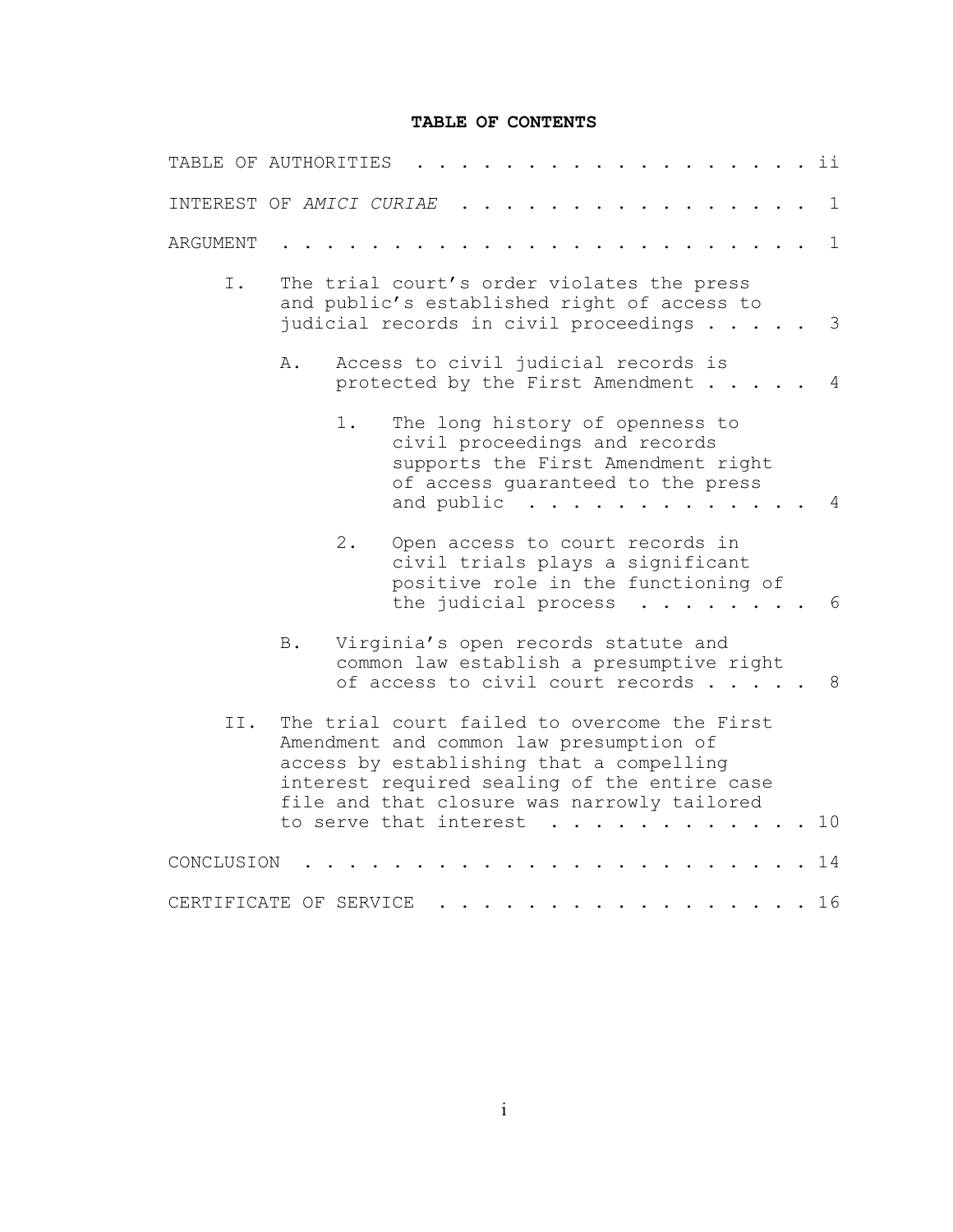# TABLE OF CONTENTS

TABLE OF AUTHORITIES . . . . . . . . . . . . . . . . . . . ii

INTEREST OF *AMICI CURIAE* . . . . . . . . . . . . . . . . . 1

ARGUMENT . . . . . . . . . . . . . . . . . . . . . . . . . 1

I. The trial court's order violates the press and public's established right of access to judicial records in civil proceedings . . . . . 3

A. Access to civil judicial records is protected by the First Amendment . . . . . 4

1. The long history of openness to civil proceedings and records supports the First Amendment right of access guaranteed to the press and public . . . . . . . . . . . . . 4

2. Open access to court records in civil trials plays a significant positive role in the functioning of the judicial process . . . . . . . . 6

B. Virginia's open records statute and common law establish a presumptive right of access to civil court records . . . . . 8

II. The trial court failed to overcome the First Amendment and common law presumption of access by establishing that a compelling interest required sealing of the entire case file and that closure was narrowly tailored to serve that interest . . . . . . . . . . . . 10

CONCLUSION . . . . . . . . . . . . . . . . . . . . . . . . 14

CERTIFICATE OF SERVICE . . . . . . . . . . . . . . . . . . 16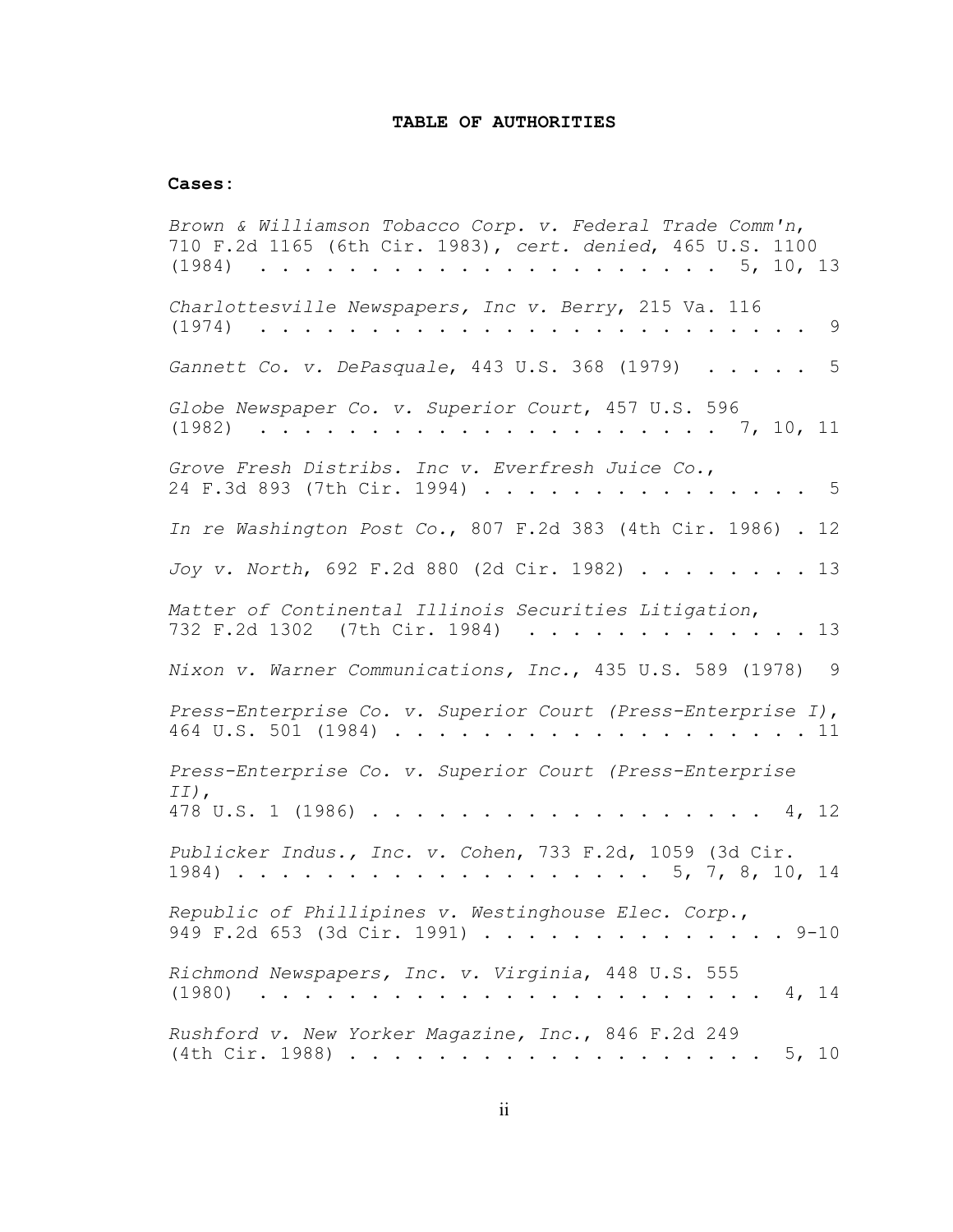**TABLE OF AUTHORITIES**

**Cases:**

*Brown & Williamson Tobacco Corp. v. Federal Trade Comm'n*, 710 F.2d 1165 (6th Cir. 1983), *cert. denied*, 465 U.S. 1100 (1984) . . . . . . . . . . . . . . . . . . . . . . 5, 10, 13

*Charlottesville Newspapers, Inc v. Berry*, 215 Va. 116 (1974) . . . . . . . . . . . . . . . . . . . . . . . . . . 9

*Gannett Co. v. DePasquale*, 443 U.S. 368 (1979) . . . . . 5

*Globe Newspaper Co. v. Superior Court*, 457 U.S. 596 (1982) . . . . . . . . . . . . . . . . . . . . . . 7, 10, 11

*Grove Fresh Distribs. Inc v. Everfresh Juice Co.*, 24 F.3d 893 (7th Cir. 1994) . . . . . . . . . . . . . . . 5

*In re Washington Post Co.*, 807 F.2d 383 (4th Cir. 1986) . 12

*Joy v. North*, 692 F.2d 880 (2d Cir. 1982) . . . . . . . . 13

*Matter of Continental Illinois Securities Litigation*, 732 F.2d 1302 (7th Cir. 1984) . . . . . . . . . . . . . 13

*Nixon v. Warner Communications, Inc.*, 435 U.S. 589 (1978) 9

*Press-Enterprise Co. v. Superior Court (Press-Enterprise I)*, 464 U.S. 501 (1984) . . . . . . . . . . . . . . . . . . . 11

*Press-Enterprise Co. v. Superior Court (Press-Enterprise II)*, 478 U.S. 1 (1986) . . . . . . . . . . . . . . . . . . 4, 12

*Publicker Indus., Inc. v. Cohen*, 733 F.2d, 1059 (3d Cir. 1984) . . . . . . . . . . . . . . . . . . . . 5, 7, 8, 10, 14

*Republic of Phillipines v. Westinghouse Elec. Corp.*, 949 F.2d 653 (3d Cir. 1991) . . . . . . . . . . . . . . 9-10

*Richmond Newspapers, Inc. v. Virginia*, 448 U.S. 555 (1980) . . . . . . . . . . . . . . . . . . . . . . . . 4, 14

*Rushford v. New Yorker Magazine, Inc.*, 846 F.2d 249 (4th Cir. 1988) . . . . . . . . . . . . . . . . . . . 5, 10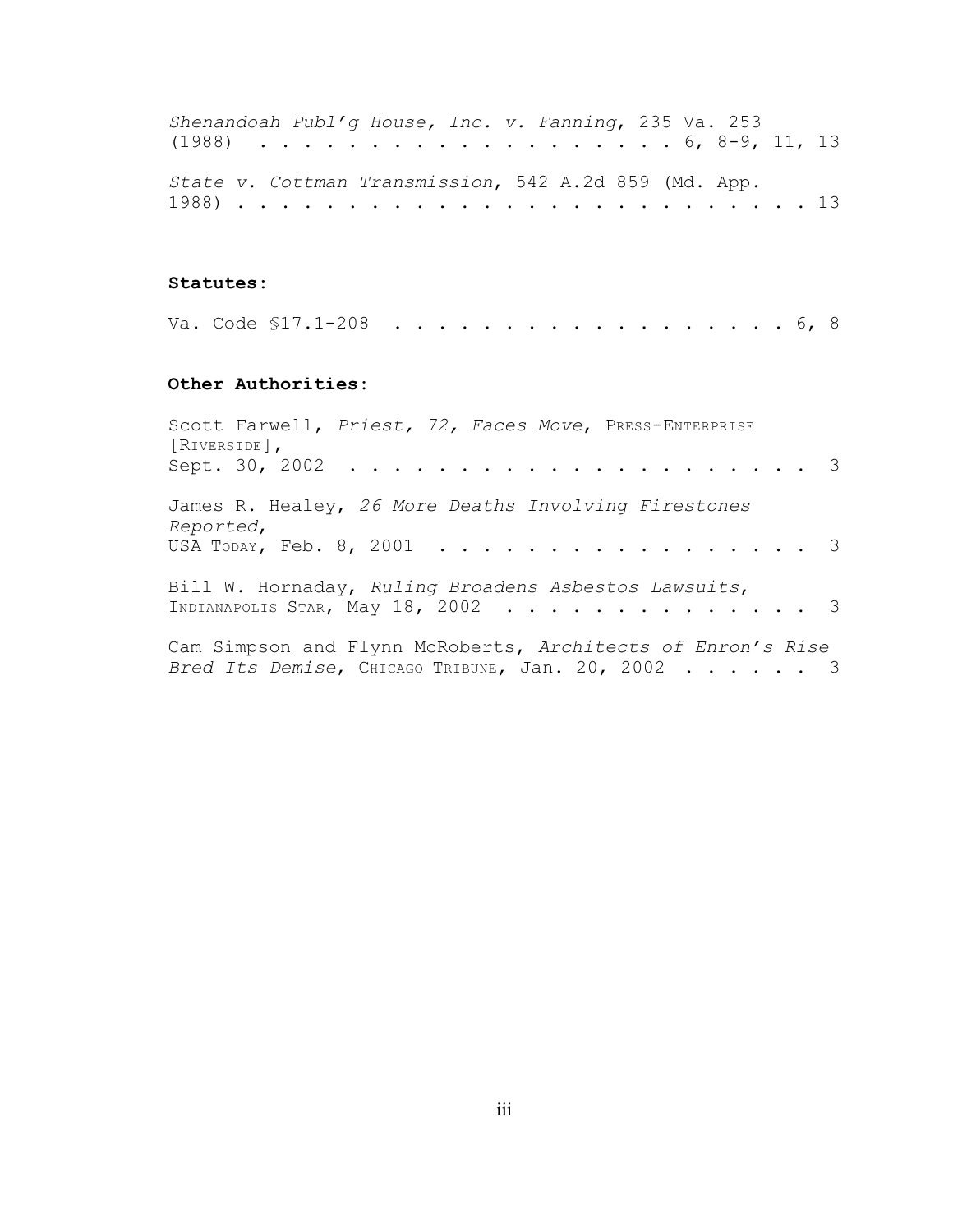*Shenandoah Publ'g House, Inc. v. Fanning*, 235 Va. 253 (1988) . . . . . . . . . . . . . . . . . . . . 6, 8-9, 11, 13

*State v. Cottman Transmission*, 542 A.2d 859 (Md. App. 1988) . . . . . . . . . . . . . . . . . . . . . . . . . 13

**Statutes:**

Va. Code §17.1-208 . . . . . . . . . . . . . . . . . . 6, 8

**Other Authorities:**

Scott Farwell, *Priest, 72, Faces Move*, PRESS-ENTERPRISE [RIVERSIDE], Sept. 30, 2002 . . . . . . . . . . . . . . . . . . . . . 3

James R. Healey, *26 More Deaths Involving Firestones Reported*, USA TODAY, Feb. 8, 2001 . . . . . . . . . . . . . . . . . . 3

Bill W. Hornaday, *Ruling Broadens Asbestos Lawsuits*, INDIANAPOLIS STAR, May 18, 2002 . . . . . . . . . . . . . . . 3

Cam Simpson and Flynn McRoberts, *Architects of Enron's Rise Bred Its Demise*, CHICAGO TRIBUNE, Jan. 20, 2002 . . . . . . 3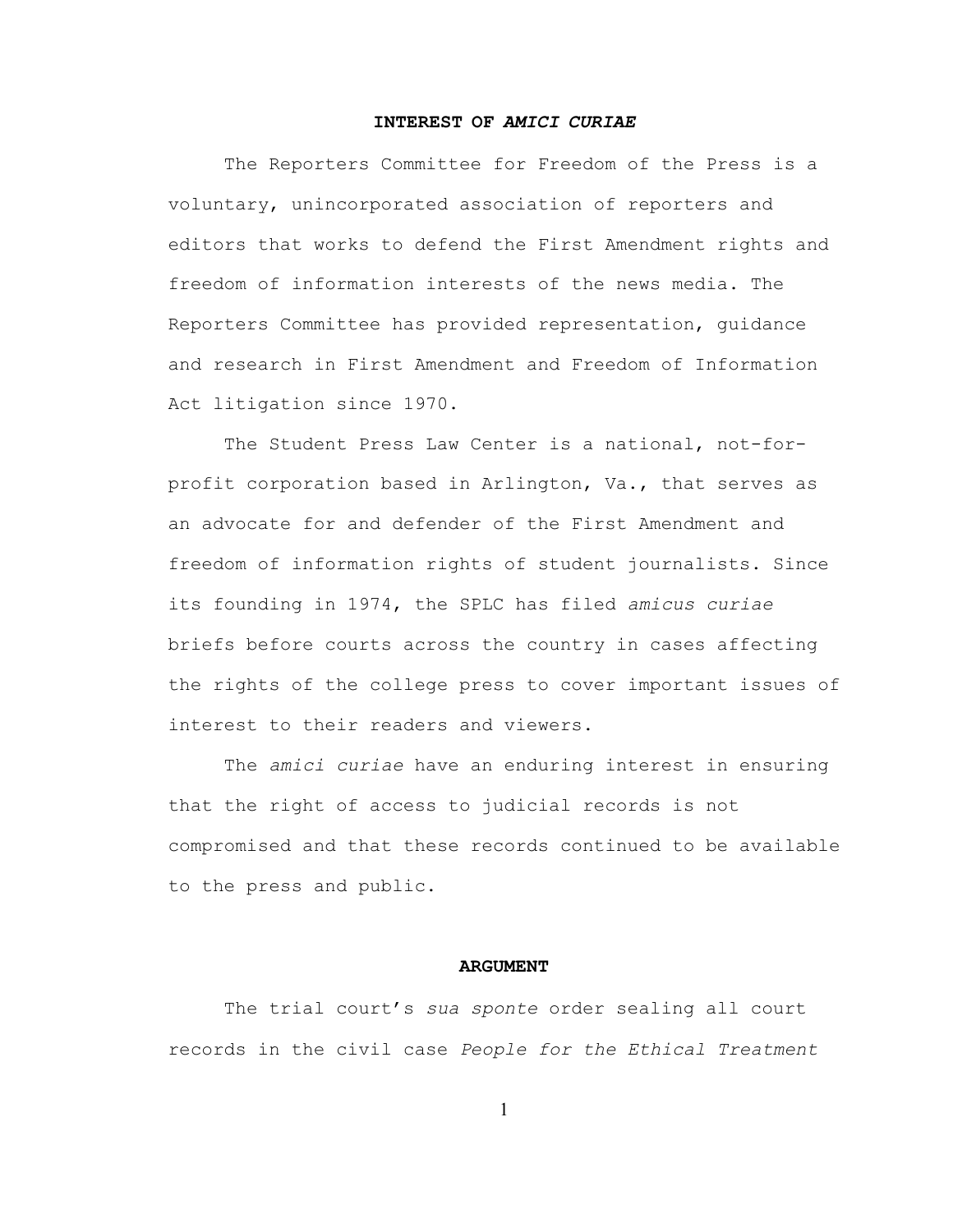## INTEREST OF *AMICI CURIAE*

The Reporters Committee for Freedom of the Press is a voluntary, unincorporated association of reporters and editors that works to defend the First Amendment rights and freedom of information interests of the news media. The Reporters Committee has provided representation, guidance and research in First Amendment and Freedom of Information Act litigation since 1970.

The Student Press Law Center is a national, not-for-profit corporation based in Arlington, Va., that serves as an advocate for and defender of the First Amendment and freedom of information rights of student journalists. Since its founding in 1974, the SPLC has filed *amicus curiae* briefs before courts across the country in cases affecting the rights of the college press to cover important issues of interest to their readers and viewers.

The *amici curiae* have an enduring interest in ensuring that the right of access to judicial records is not compromised and that these records continued to be available to the press and public.

## ARGUMENT

The trial court's *sua sponte* order sealing all court records in the civil case *People for the Ethical Treatment*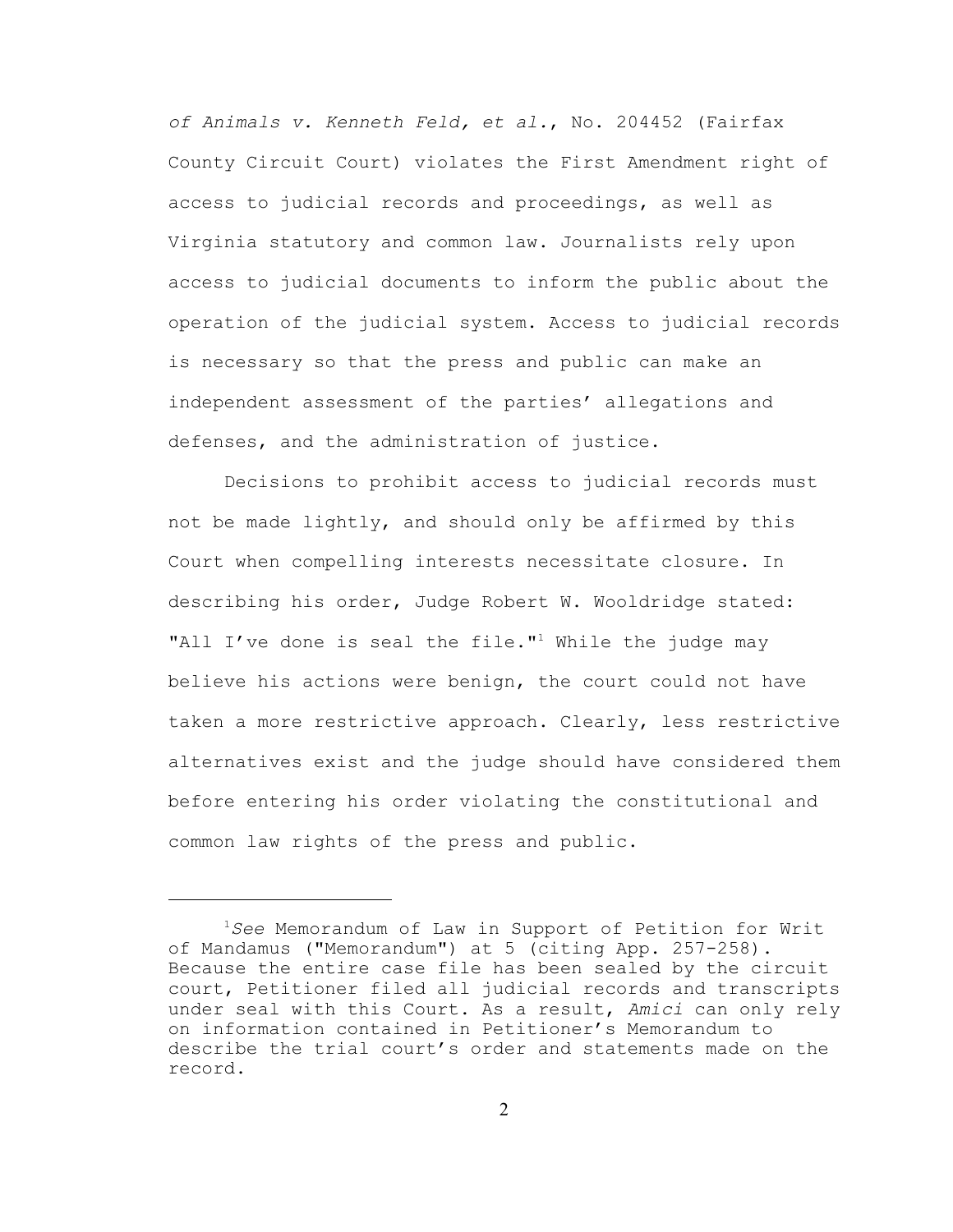*of Animals v. Kenneth Feld, et al.*, No. 204452 (Fairfax County Circuit Court) violates the First Amendment right of access to judicial records and proceedings, as well as Virginia statutory and common law. Journalists rely upon access to judicial documents to inform the public about the operation of the judicial system. Access to judicial records is necessary so that the press and public can make an independent assessment of the parties' allegations and defenses, and the administration of justice.

Decisions to prohibit access to judicial records must not be made lightly, and should only be affirmed by this Court when compelling interests necessitate closure. In describing his order, Judge Robert W. Wooldridge stated: "All I've done is seal the file."[1] While the judge may believe his actions were benign, the court could not have taken a more restrictive approach. Clearly, less restrictive alternatives exist and the judge should have considered them before entering his order violating the constitutional and common law rights of the press and public.

---

[1] *See* Memorandum of Law in Support of Petition for Writ of Mandamus ("Memorandum") at 5 (citing App. 257-258). Because the entire case file has been sealed by the circuit court, Petitioner filed all judicial records and transcripts under seal with this Court. As a result, *Amici* can only rely on information contained in Petitioner's Memorandum to describe the trial court's order and statements made on the record.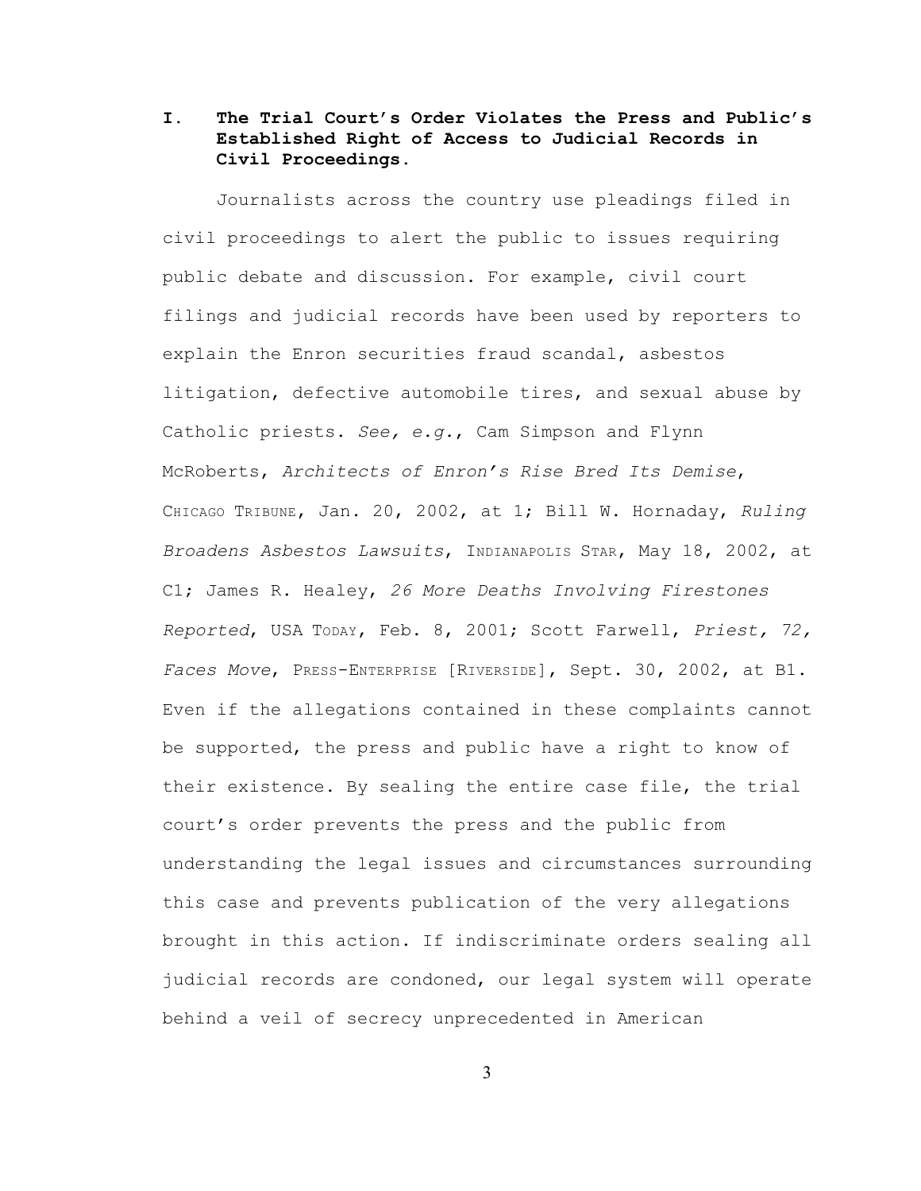**I. The Trial Court's Order Violates the Press and Public's Established Right of Access to Judicial Records in Civil Proceedings.**

Journalists across the country use pleadings filed in civil proceedings to alert the public to issues requiring public debate and discussion. For example, civil court filings and judicial records have been used by reporters to explain the Enron securities fraud scandal, asbestos litigation, defective automobile tires, and sexual abuse by Catholic priests. *See, e.g.*, Cam Simpson and Flynn McRoberts, *Architects of Enron's Rise Bred Its Demise*, CHICAGO TRIBUNE, Jan. 20, 2002, at 1; Bill W. Hornaday, *Ruling Broadens Asbestos Lawsuits*, INDIANAPOLIS STAR, May 18, 2002, at C1; James R. Healey, *26 More Deaths Involving Firestones Reported*, USA TODAY, Feb. 8, 2001; Scott Farwell, *Priest, 72, Faces Move*, PRESS-ENTERPRISE [RIVERSIDE], Sept. 30, 2002, at B1. Even if the allegations contained in these complaints cannot be supported, the press and public have a right to know of their existence. By sealing the entire case file, the trial court's order prevents the press and the public from understanding the legal issues and circumstances surrounding this case and prevents publication of the very allegations brought in this action. If indiscriminate orders sealing all judicial records are condoned, our legal system will operate behind a veil of secrecy unprecedented in American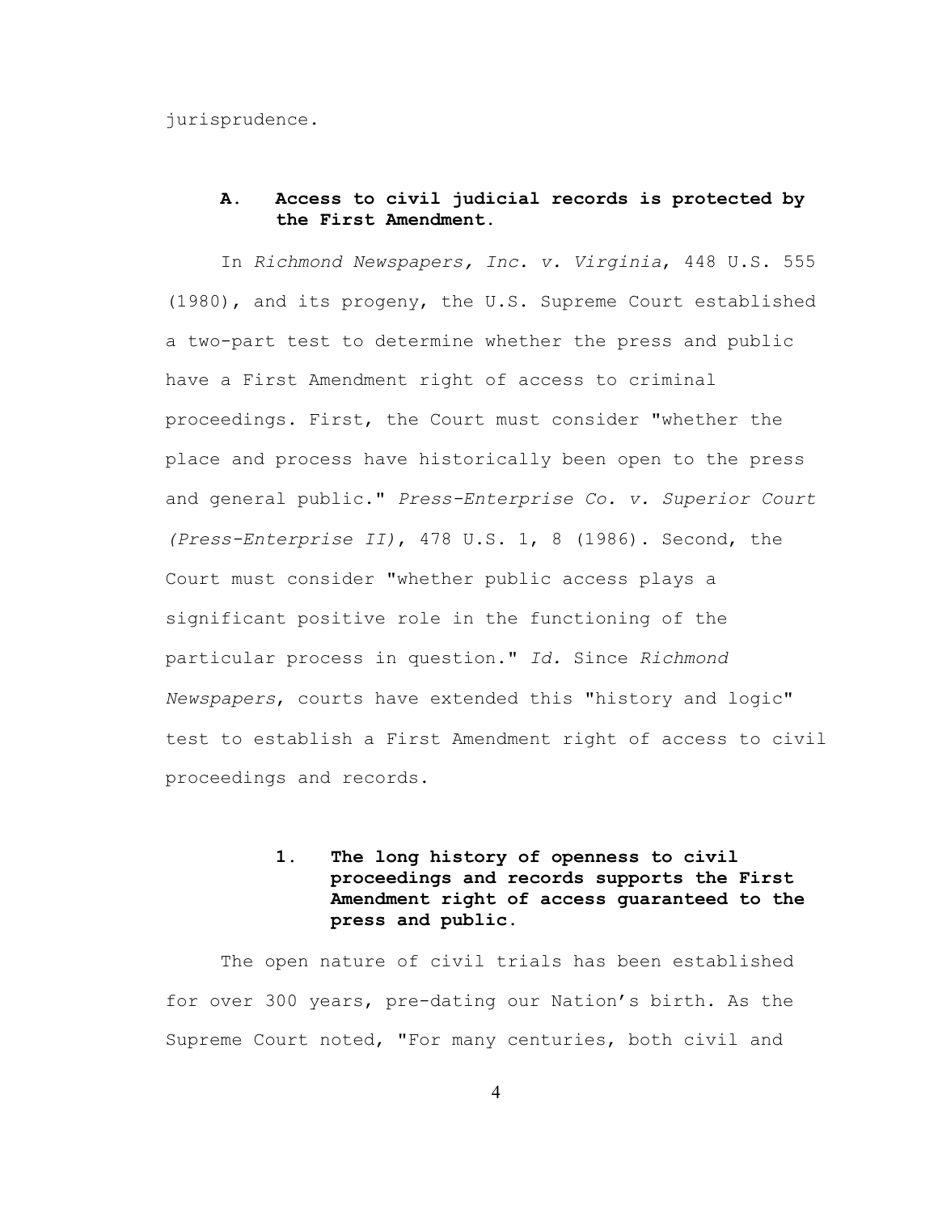jurisprudence.

### A. Access to civil judicial records is protected by the First Amendment.

In *Richmond Newspapers, Inc. v. Virginia*, 448 U.S. 555 (1980), and its progeny, the U.S. Supreme Court established a two-part test to determine whether the press and public have a First Amendment right of access to criminal proceedings. First, the Court must consider "whether the place and process have historically been open to the press and general public." *Press-Enterprise Co. v. Superior Court (Press-Enterprise II)*, 478 U.S. 1, 8 (1986). Second, the Court must consider "whether public access plays a significant positive role in the functioning of the particular process in question." *Id.* Since *Richmond Newspapers*, courts have extended this "history and logic" test to establish a First Amendment right of access to civil proceedings and records.

#### 1. The long history of openness to civil proceedings and records supports the First Amendment right of access guaranteed to the press and public.

The open nature of civil trials has been established for over 300 years, pre-dating our Nation's birth. As the Supreme Court noted, "For many centuries, both civil and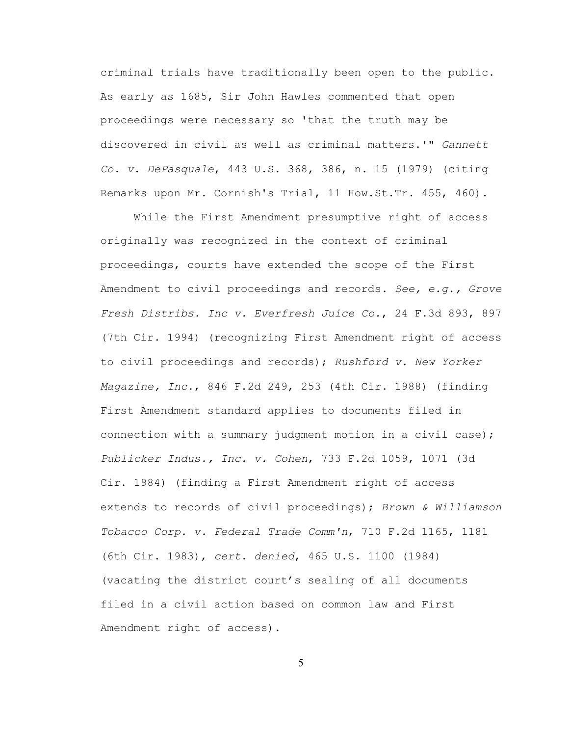criminal trials have traditionally been open to the public. As early as 1685, Sir John Hawles commented that open proceedings were necessary so 'that the truth may be discovered in civil as well as criminal matters.'" *Gannett Co. v. DePasquale*, 443 U.S. 368, 386, n. 15 (1979) (citing Remarks upon Mr. Cornish's Trial, 11 How.St.Tr. 455, 460).

While the First Amendment presumptive right of access originally was recognized in the context of criminal proceedings, courts have extended the scope of the First Amendment to civil proceedings and records. *See, e.g., Grove Fresh Distribs. Inc v. Everfresh Juice Co.*, 24 F.3d 893, 897 (7th Cir. 1994) (recognizing First Amendment right of access to civil proceedings and records); *Rushford v. New Yorker Magazine, Inc.*, 846 F.2d 249, 253 (4th Cir. 1988) (finding First Amendment standard applies to documents filed in connection with a summary judgment motion in a civil case); *Publicker Indus., Inc. v. Cohen*, 733 F.2d 1059, 1071 (3d Cir. 1984) (finding a First Amendment right of access extends to records of civil proceedings); *Brown & Williamson Tobacco Corp. v. Federal Trade Comm'n*, 710 F.2d 1165, 1181 (6th Cir. 1983), *cert. denied*, 465 U.S. 1100 (1984) (vacating the district court's sealing of all documents filed in a civil action based on common law and First Amendment right of access).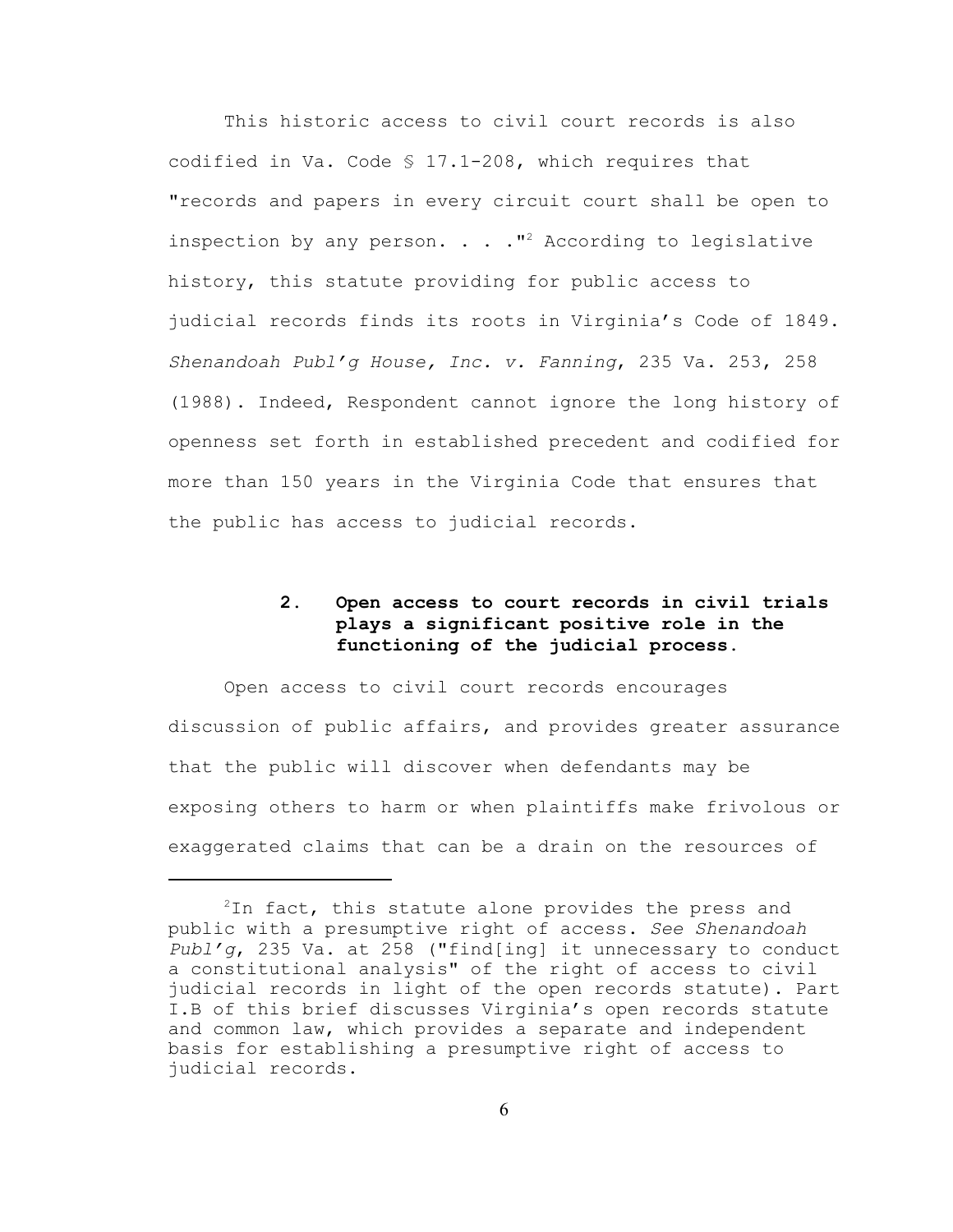This historic access to civil court records is also codified in Va. Code § 17.1-208, which requires that "records and papers in every circuit court shall be open to inspection by any person. . . ."[2] According to legislative history, this statute providing for public access to judicial records finds its roots in Virginia's Code of 1849. *Shenandoah Publ'g House, Inc. v. Fanning*, 235 Va. 253, 258 (1988). Indeed, Respondent cannot ignore the long history of openness set forth in established precedent and codified for more than 150 years in the Virginia Code that ensures that the public has access to judicial records.

### 2. Open access to court records in civil trials plays a significant positive role in the functioning of the judicial process.

Open access to civil court records encourages discussion of public affairs, and provides greater assurance that the public will discover when defendants may be exposing others to harm or when plaintiffs make frivolous or exaggerated claims that can be a drain on the resources of

---

[2] In fact, this statute alone provides the press and public with a presumptive right of access. *See Shenandoah Publ'g*, 235 Va. at 258 ("find[ing] it unnecessary to conduct a constitutional analysis" of the right of access to civil judicial records in light of the open records statute). Part I.B of this brief discusses Virginia's open records statute and common law, which provides a separate and independent basis for establishing a presumptive right of access to judicial records.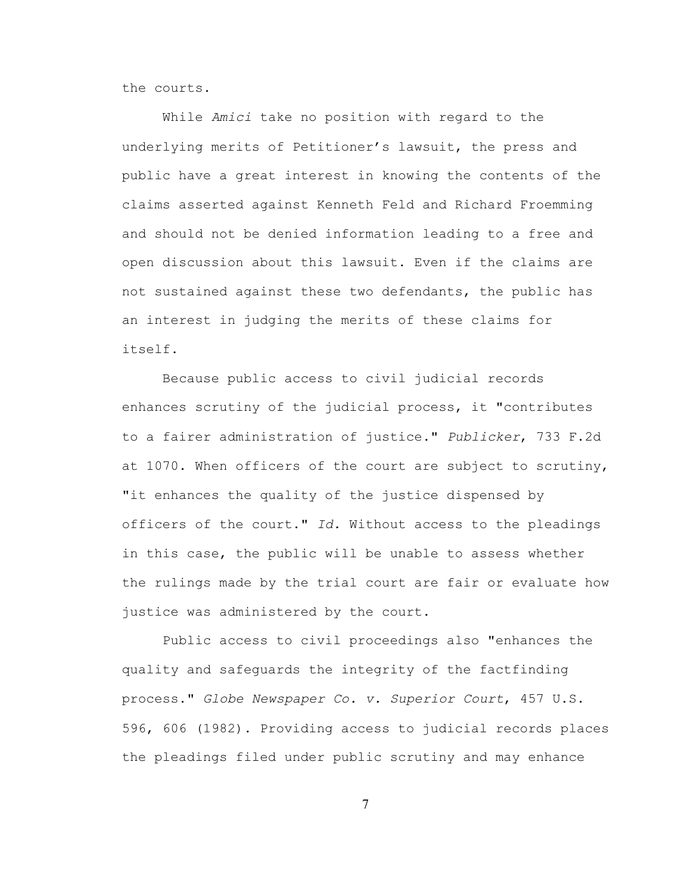the courts.

While *Amici* take no position with regard to the underlying merits of Petitioner's lawsuit, the press and public have a great interest in knowing the contents of the claims asserted against Kenneth Feld and Richard Froemming and should not be denied information leading to a free and open discussion about this lawsuit. Even if the claims are not sustained against these two defendants, the public has an interest in judging the merits of these claims for itself.

Because public access to civil judicial records enhances scrutiny of the judicial process, it "contributes to a fairer administration of justice." *Publicker*, 733 F.2d at 1070. When officers of the court are subject to scrutiny, "it enhances the quality of the justice dispensed by officers of the court." *Id.* Without access to the pleadings in this case, the public will be unable to assess whether the rulings made by the trial court are fair or evaluate how justice was administered by the court.

Public access to civil proceedings also "enhances the quality and safeguards the integrity of the factfinding process." *Globe Newspaper Co. v. Superior Court*, 457 U.S. 596, 606 (1982). Providing access to judicial records places the pleadings filed under public scrutiny and may enhance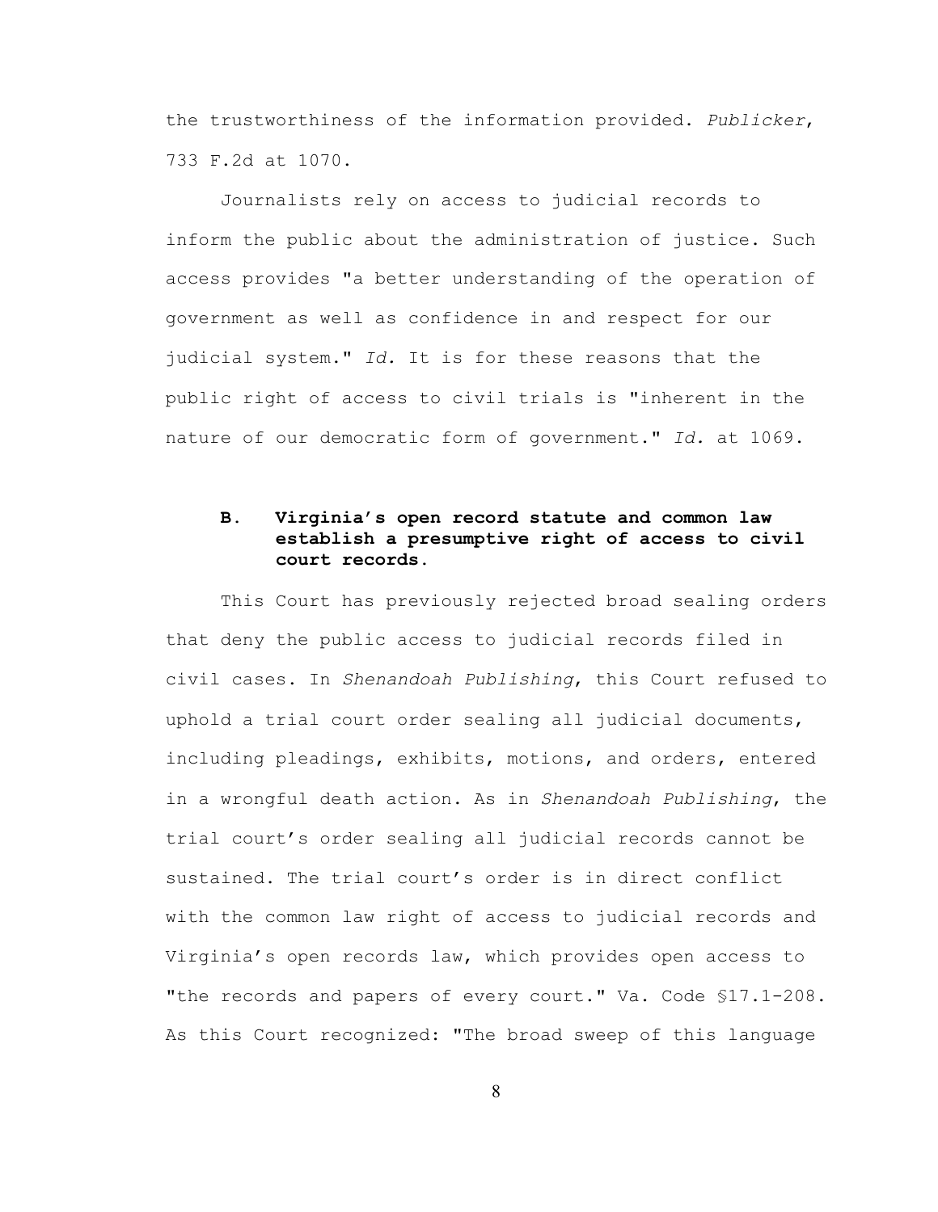the trustworthiness of the information provided. *Publicker*, 733 F.2d at 1070.

Journalists rely on access to judicial records to inform the public about the administration of justice. Such access provides "a better understanding of the operation of government as well as confidence in and respect for our judicial system." *Id.* It is for these reasons that the public right of access to civil trials is "inherent in the nature of our democratic form of government." *Id.* at 1069.

### B. Virginia's open record statute and common law establish a presumptive right of access to civil court records.

This Court has previously rejected broad sealing orders that deny the public access to judicial records filed in civil cases. In *Shenandoah Publishing*, this Court refused to uphold a trial court order sealing all judicial documents, including pleadings, exhibits, motions, and orders, entered in a wrongful death action. As in *Shenandoah Publishing*, the trial court's order sealing all judicial records cannot be sustained. The trial court's order is in direct conflict with the common law right of access to judicial records and Virginia's open records law, which provides open access to "the records and papers of every court." Va. Code §17.1-208. As this Court recognized: "The broad sweep of this language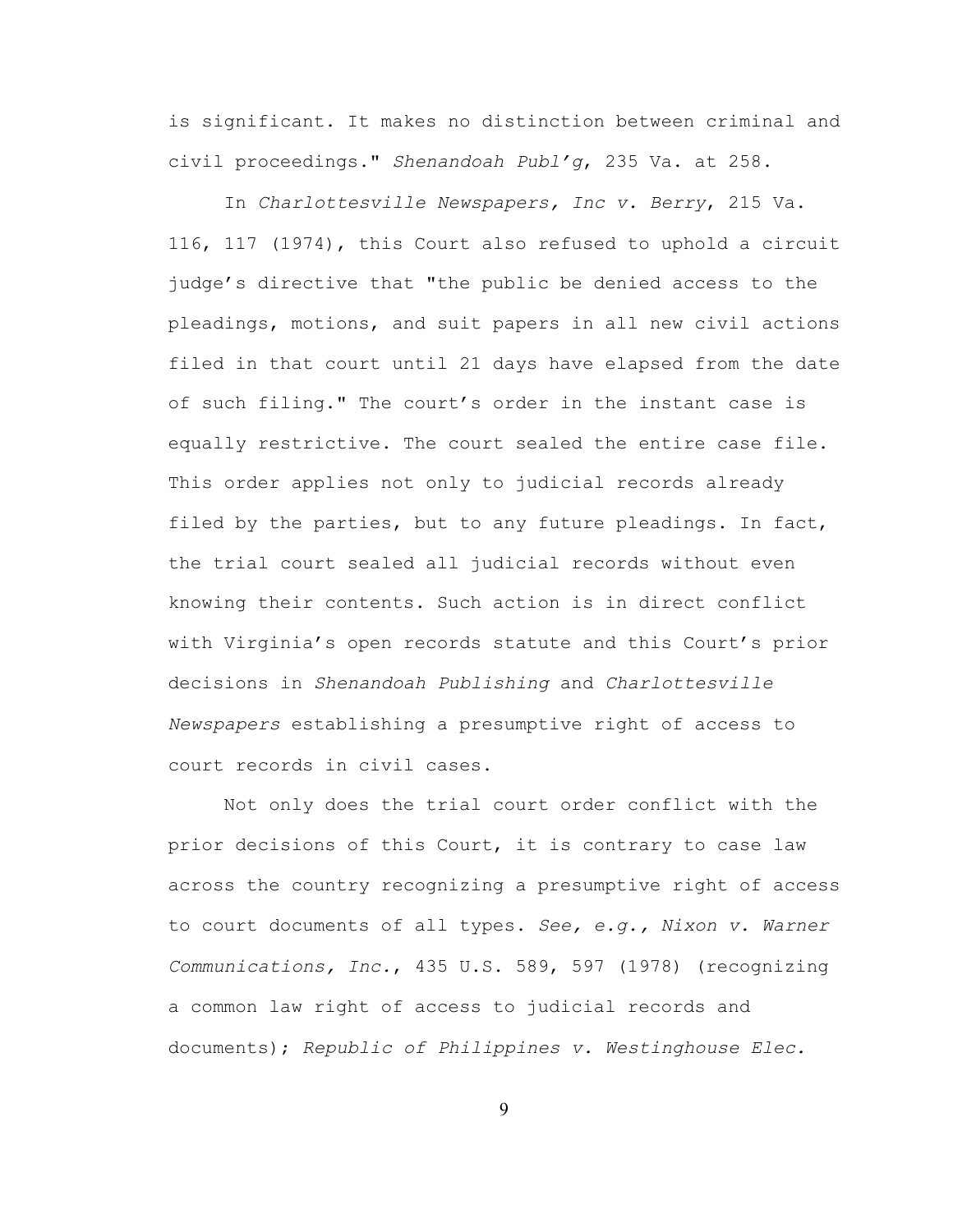is significant. It makes no distinction between criminal and civil proceedings." *Shenandoah Publ'g*, 235 Va. at 258.

In *Charlottesville Newspapers, Inc v. Berry*, 215 Va. 116, 117 (1974), this Court also refused to uphold a circuit judge's directive that "the public be denied access to the pleadings, motions, and suit papers in all new civil actions filed in that court until 21 days have elapsed from the date of such filing." The court's order in the instant case is equally restrictive. The court sealed the entire case file. This order applies not only to judicial records already filed by the parties, but to any future pleadings. In fact, the trial court sealed all judicial records without even knowing their contents. Such action is in direct conflict with Virginia's open records statute and this Court's prior decisions in *Shenandoah Publishing* and *Charlottesville Newspapers* establishing a presumptive right of access to court records in civil cases.

Not only does the trial court order conflict with the prior decisions of this Court, it is contrary to case law across the country recognizing a presumptive right of access to court documents of all types. *See, e.g., Nixon v. Warner Communications, Inc.*, 435 U.S. 589, 597 (1978) (recognizing a common law right of access to judicial records and documents); *Republic of Philippines v. Westinghouse Elec.*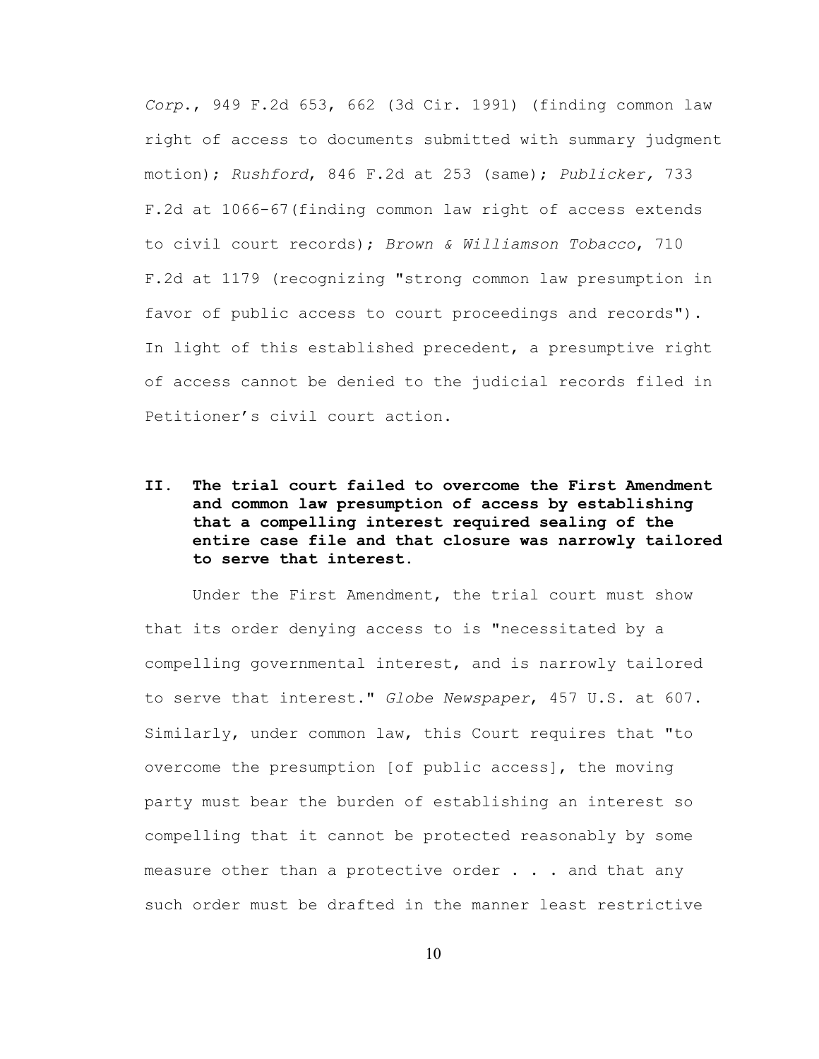*Corp.*, 949 F.2d 653, 662 (3d Cir. 1991) (finding common law right of access to documents submitted with summary judgment motion); *Rushford*, 846 F.2d at 253 (same); *Publicker,* 733 F.2d at 1066-67(finding common law right of access extends to civil court records); *Brown & Williamson Tobacco*, 710 F.2d at 1179 (recognizing "strong common law presumption in favor of public access to court proceedings and records"). In light of this established precedent, a presumptive right of access cannot be denied to the judicial records filed in Petitioner's civil court action.

## II. The trial court failed to overcome the First Amendment and common law presumption of access by establishing that a compelling interest required sealing of the entire case file and that closure was narrowly tailored to serve that interest.

Under the First Amendment, the trial court must show that its order denying access to is "necessitated by a compelling governmental interest, and is narrowly tailored to serve that interest." *Globe Newspaper*, 457 U.S. at 607. Similarly, under common law, this Court requires that "to overcome the presumption [of public access], the moving party must bear the burden of establishing an interest so compelling that it cannot be protected reasonably by some measure other than a protective order . . . and that any such order must be drafted in the manner least restrictive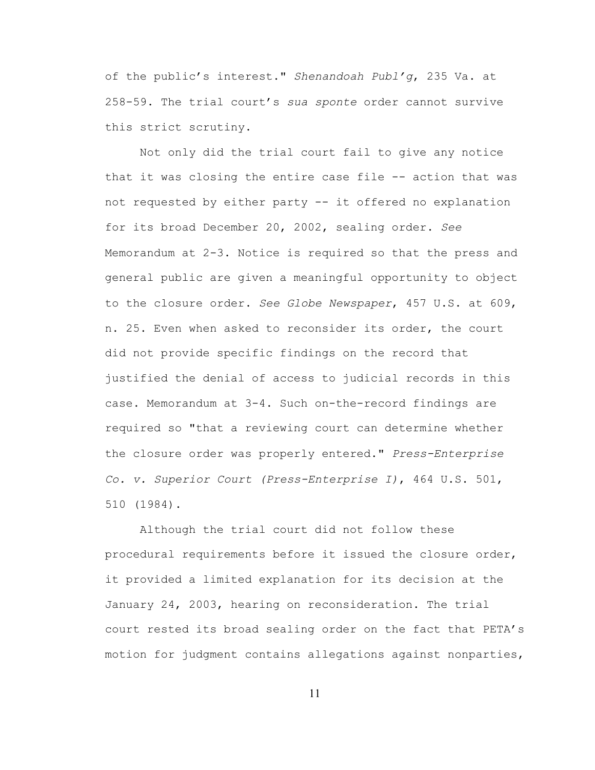of the public's interest." *Shenandoah Publ'g*, 235 Va. at 258-59. The trial court's *sua sponte* order cannot survive this strict scrutiny.

Not only did the trial court fail to give any notice that it was closing the entire case file -- action that was not requested by either party -- it offered no explanation for its broad December 20, 2002, sealing order. *See* Memorandum at 2-3. Notice is required so that the press and general public are given a meaningful opportunity to object to the closure order. *See Globe Newspaper*, 457 U.S. at 609, n. 25. Even when asked to reconsider its order, the court did not provide specific findings on the record that justified the denial of access to judicial records in this case. Memorandum at 3-4. Such on-the-record findings are required so "that a reviewing court can determine whether the closure order was properly entered." *Press-Enterprise Co. v. Superior Court (Press-Enterprise I)*, 464 U.S. 501, 510 (1984).

Although the trial court did not follow these procedural requirements before it issued the closure order, it provided a limited explanation for its decision at the January 24, 2003, hearing on reconsideration. The trial court rested its broad sealing order on the fact that PETA's motion for judgment contains allegations against nonparties,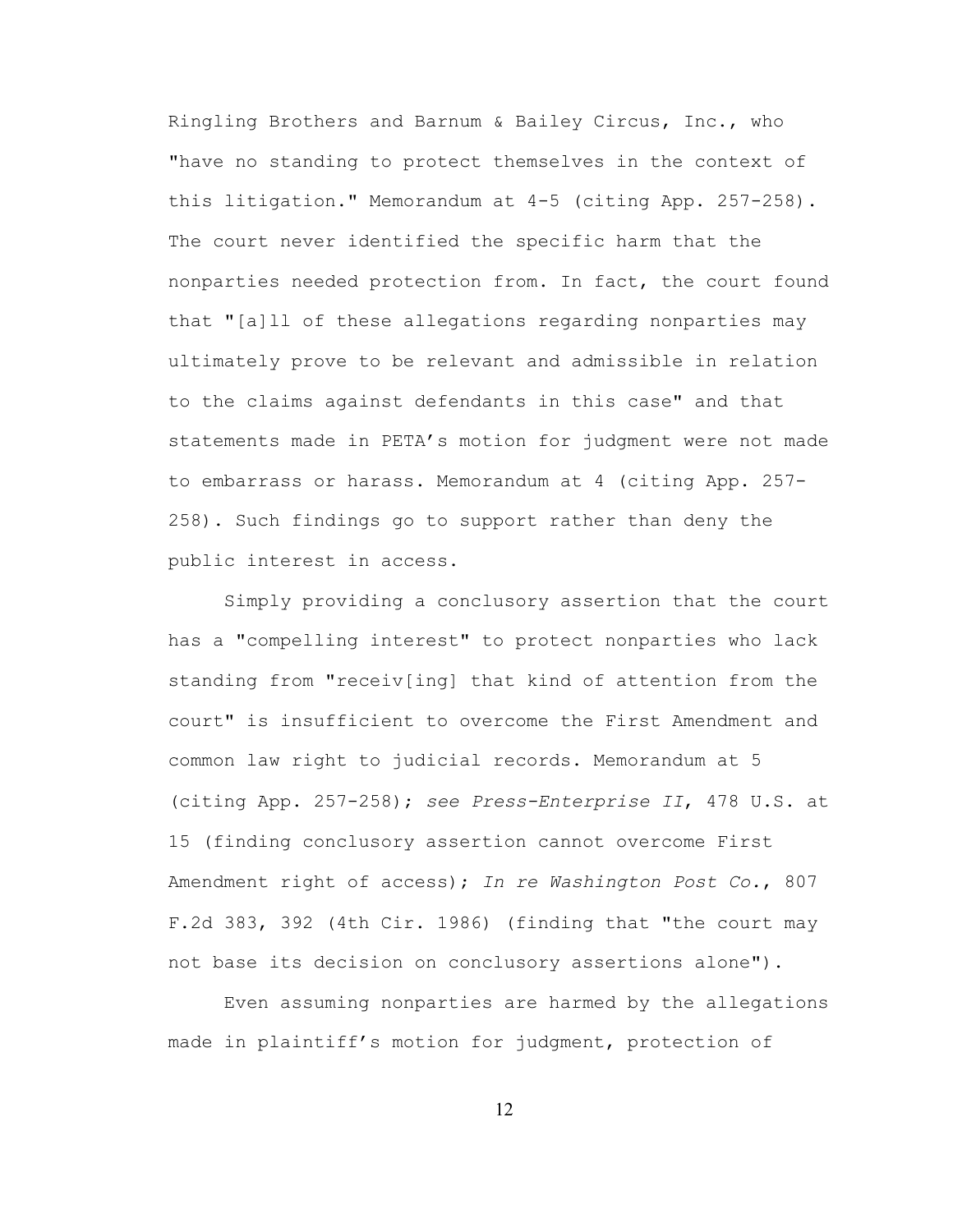Ringling Brothers and Barnum & Bailey Circus, Inc., who "have no standing to protect themselves in the context of this litigation." Memorandum at 4-5 (citing App. 257-258). The court never identified the specific harm that the nonparties needed protection from. In fact, the court found that "[a]ll of these allegations regarding nonparties may ultimately prove to be relevant and admissible in relation to the claims against defendants in this case" and that statements made in PETA's motion for judgment were not made to embarrass or harass. Memorandum at 4 (citing App. 257-258). Such findings go to support rather than deny the public interest in access.

Simply providing a conclusory assertion that the court has a "compelling interest" to protect nonparties who lack standing from "receiv[ing] that kind of attention from the court" is insufficient to overcome the First Amendment and common law right to judicial records. Memorandum at 5 (citing App. 257-258); *see Press-Enterprise II*, 478 U.S. at 15 (finding conclusory assertion cannot overcome First Amendment right of access); *In re Washington Post Co.*, 807 F.2d 383, 392 (4th Cir. 1986) (finding that "the court may not base its decision on conclusory assertions alone").

Even assuming nonparties are harmed by the allegations made in plaintiff's motion for judgment, protection of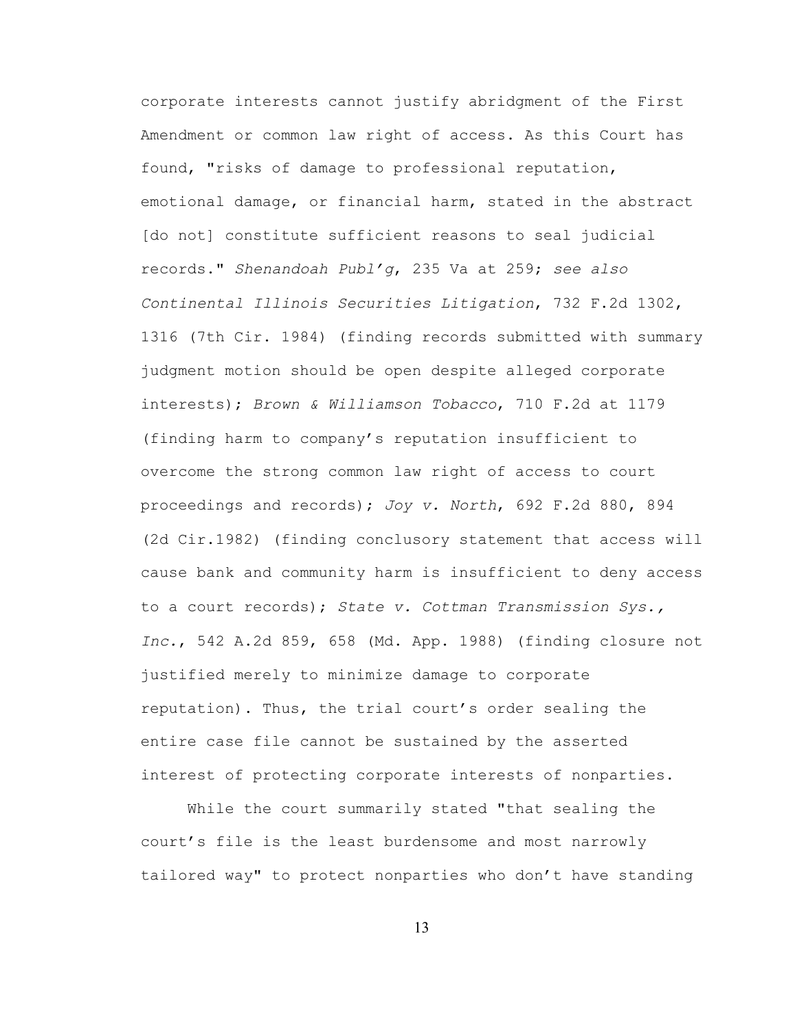corporate interests cannot justify abridgment of the First Amendment or common law right of access. As this Court has found, "risks of damage to professional reputation, emotional damage, or financial harm, stated in the abstract [do not] constitute sufficient reasons to seal judicial records." *Shenandoah Publ'g*, 235 Va at 259; *see also Continental Illinois Securities Litigation*, 732 F.2d 1302, 1316 (7th Cir. 1984) (finding records submitted with summary judgment motion should be open despite alleged corporate interests); *Brown & Williamson Tobacco*, 710 F.2d at 1179 (finding harm to company's reputation insufficient to overcome the strong common law right of access to court proceedings and records); *Joy v. North*, 692 F.2d 880, 894 (2d Cir.1982) (finding conclusory statement that access will cause bank and community harm is insufficient to deny access to a court records); *State v. Cottman Transmission Sys., Inc.*, 542 A.2d 859, 658 (Md. App. 1988) (finding closure not justified merely to minimize damage to corporate reputation). Thus, the trial court's order sealing the entire case file cannot be sustained by the asserted interest of protecting corporate interests of nonparties.

While the court summarily stated "that sealing the court's file is the least burdensome and most narrowly tailored way" to protect nonparties who don't have standing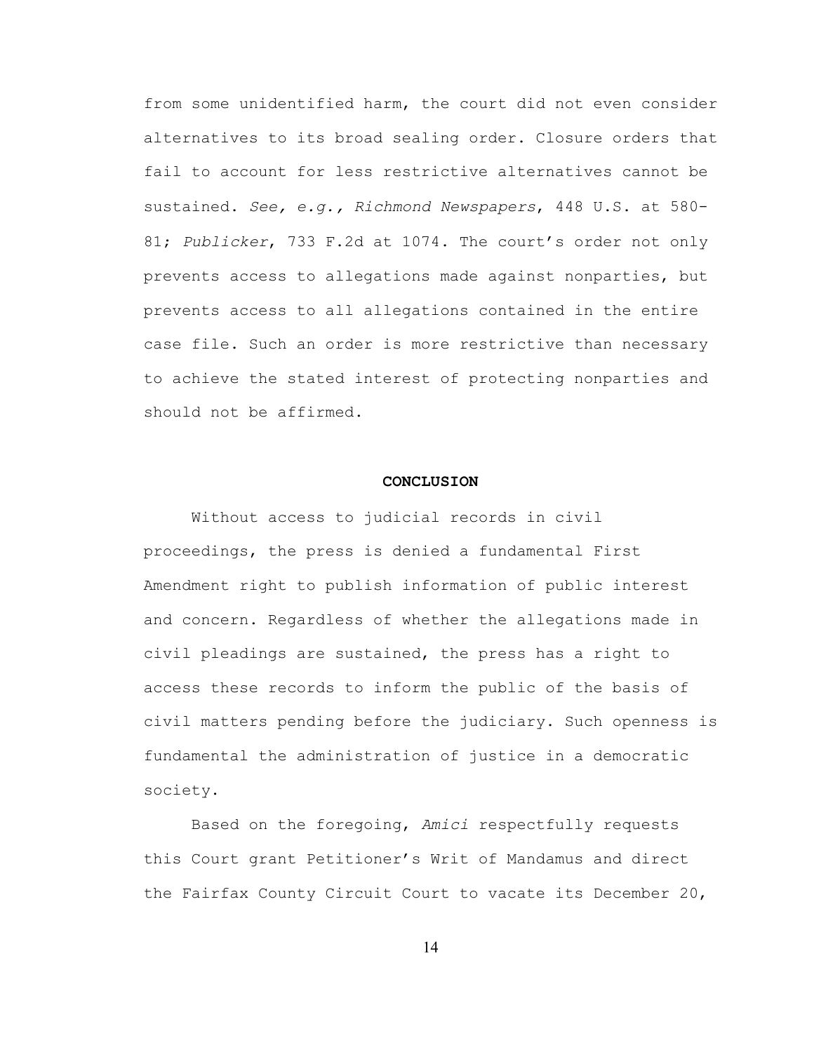from some unidentified harm, the court did not even consider alternatives to its broad sealing order. Closure orders that fail to account for less restrictive alternatives cannot be sustained. *See, e.g., Richmond Newspapers*, 448 U.S. at 580-81; *Publicker*, 733 F.2d at 1074. The court's order not only prevents access to allegations made against nonparties, but prevents access to all allegations contained in the entire case file. Such an order is more restrictive than necessary to achieve the stated interest of protecting nonparties and should not be affirmed.

## CONCLUSION

Without access to judicial records in civil proceedings, the press is denied a fundamental First Amendment right to publish information of public interest and concern. Regardless of whether the allegations made in civil pleadings are sustained, the press has a right to access these records to inform the public of the basis of civil matters pending before the judiciary. Such openness is fundamental the administration of justice in a democratic society.

Based on the foregoing, *Amici* respectfully requests this Court grant Petitioner's Writ of Mandamus and direct the Fairfax County Circuit Court to vacate its December 20,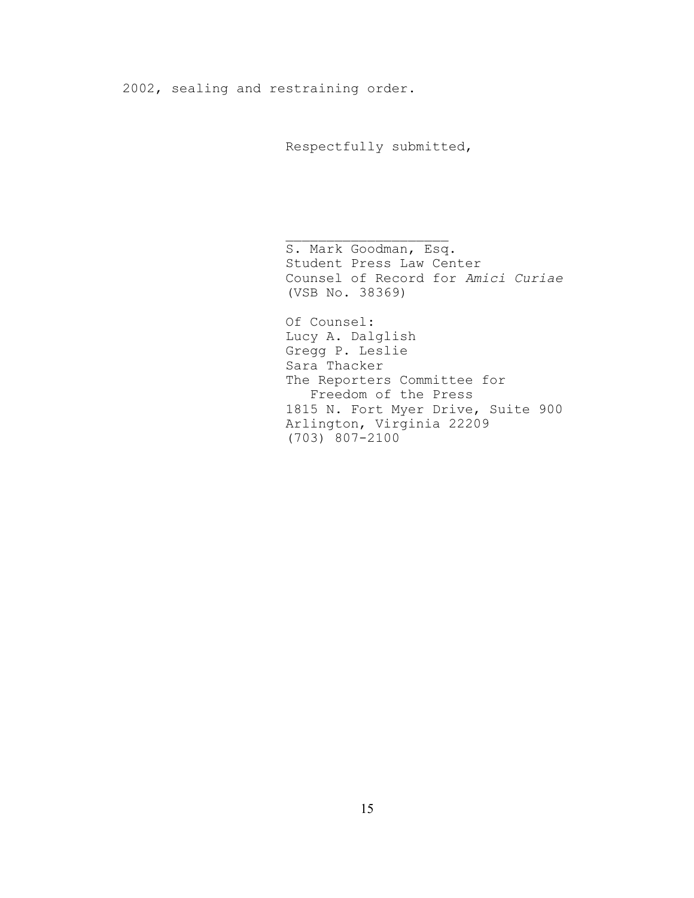2002, sealing and restraining order.

Respectfully submitted,

\_\_\_\_\_\_\_\_\_\_\_\_\_\_\_\_\_\_\_\_

S. Mark Goodman, Esq.
Student Press Law Center
Counsel of Record for *Amici Curiae*
(VSB No. 38369)

Of Counsel:
Lucy A. Dalglish
Gregg P. Leslie
Sara Thacker
The Reporters Committee for
Freedom of the Press
1815 N. Fort Myer Drive, Suite 900
Arlington, Virginia 22209
(703) 807-2100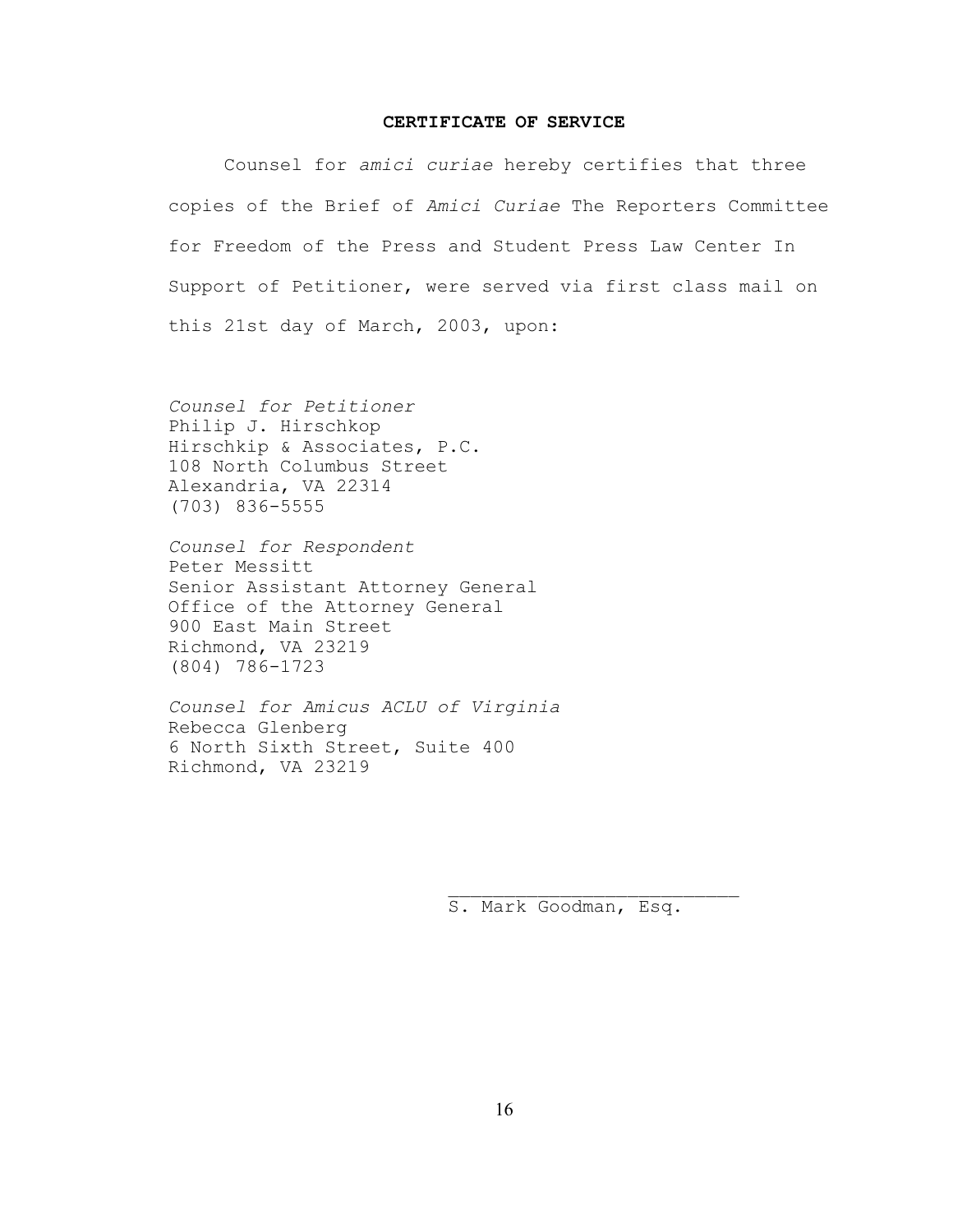# CERTIFICATE OF SERVICE

Counsel for *amici curiae* hereby certifies that three copies of the Brief of *Amici Curiae* The Reporters Committee for Freedom of the Press and Student Press Law Center In Support of Petitioner, were served via first class mail on this 21st day of March, 2003, upon:

*Counsel for Petitioner*
Philip J. Hirschkop
Hirschkip & Associates, P.C.
108 North Columbus Street
Alexandria, VA 22314
(703) 836-5555

*Counsel for Respondent*
Peter Messitt
Senior Assistant Attorney General
Office of the Attorney General
900 East Main Street
Richmond, VA 23219
(804) 786-1723

*Counsel for Amicus ACLU of Virginia*
Rebecca Glenberg
6 North Sixth Street, Suite 400
Richmond, VA 23219

___________________________
S. Mark Goodman, Esq.